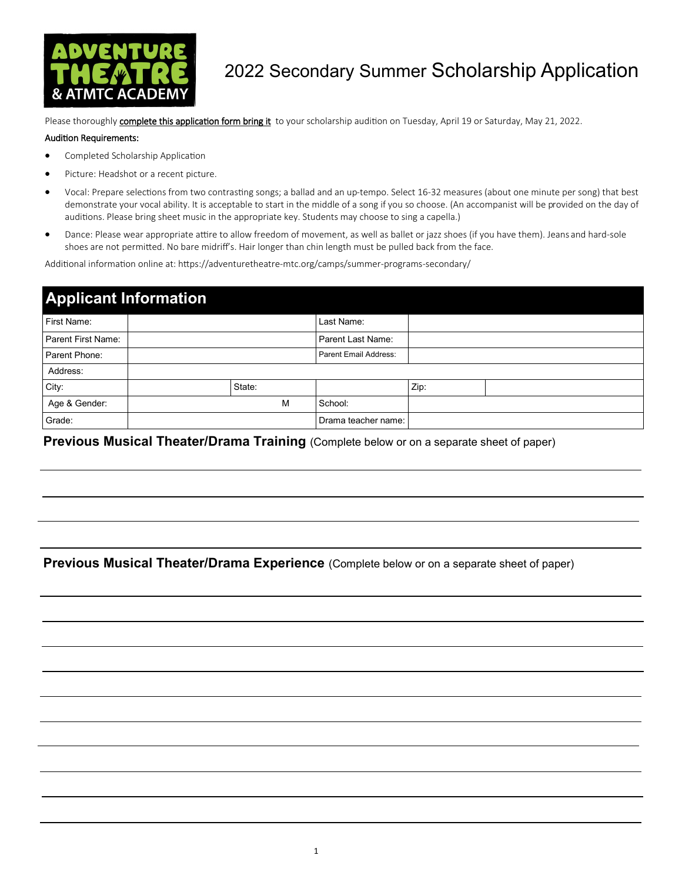# 2022 Secondary Summer Scholarship Application

ADVENTURE THEATRE & ATMTC ACADEMY

Please thoroughly complete this application form bring it to your scholarship audition on Tuesday, April 19 or Saturday, May 21, 2022.

**Audition Requirements:**

- Completed Scholarship Application
- Picture: Headshot or a recent picture.
- Vocal: Prepare selections from two contrasting songs; a ballad and an up-tempo. Select 16-32 measures (about one minute per song) that best demonstrate your vocal ability. It is acceptable to start in the middle of a song if you so choose. (An accompanist will be provided on the day of auditions. Please bring sheet music in the appropriate key. Students may choose to sing a capella.)
- Dance: Please wear appropriate attire to allow freedom of movement, as well as ballet or jazz shoes (if you have them). Jeans and hard-sole shoes are not permitted. No bare midriff's. Hair longer than chin length must be pulled back from the face.

Additional information online at: https://adventuretheatre-mtc.org/camps/summer-programs-secondary/

## Applicant Information

| First Name: | | | Last Name: | | |
|---|---|---|---|---|---|
| Parent First Name: | | | Parent Last Name: | | |
| Parent Phone: | | | Parent Email Address: | | |
| Address: | | | | | |
| City: | | State: | | Zip: | |
| Age & Gender: | M | | School: | | |
| Grade: | | | Drama teacher name: | | |

**Previous Musical Theater/Drama Training** (Complete below or on a separate sheet of paper)

**Previous Musical Theater/Drama Experience** (Complete below or on a separate sheet of paper)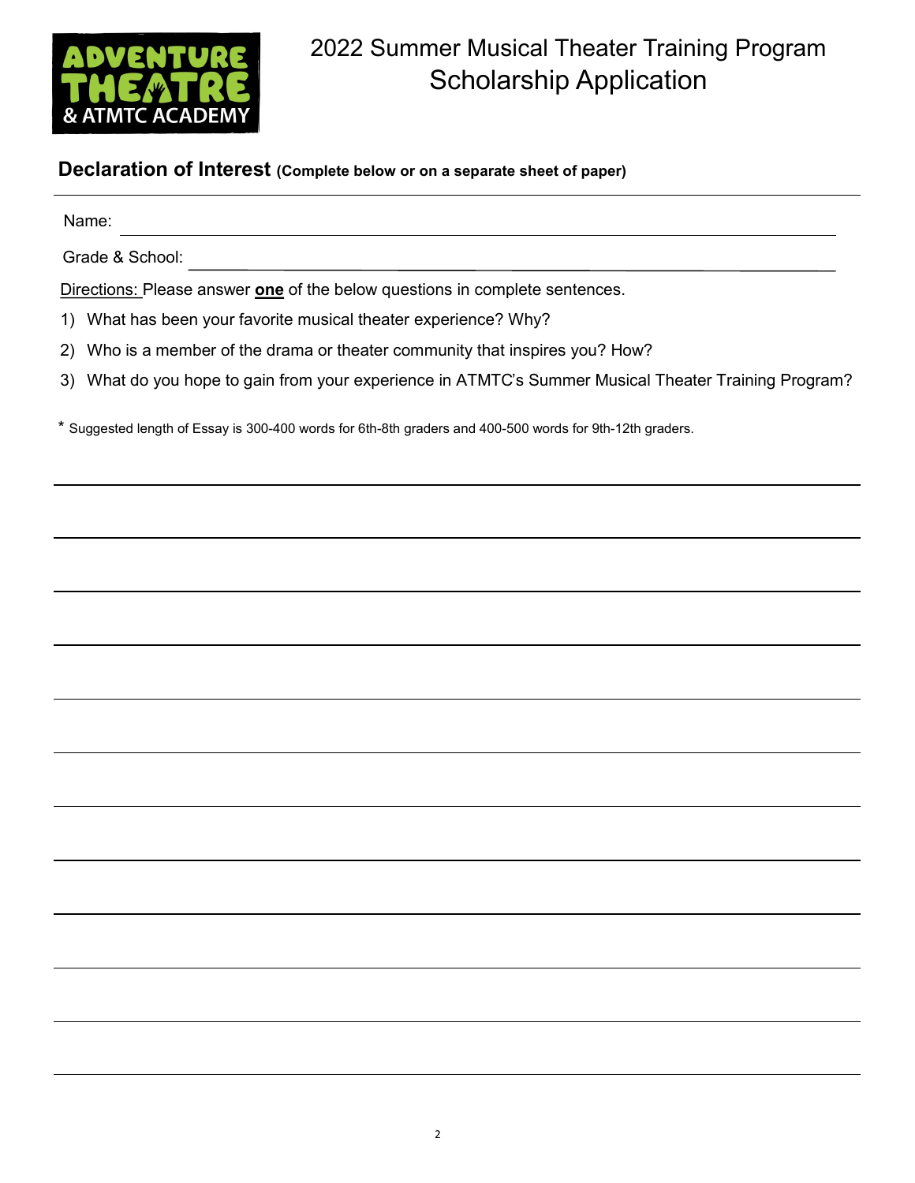ADVENTURE THEATRE & ATMTC ACADEMY

# 2022 Summer Musical Theater Training Program
# Scholarship Application

## Declaration of Interest (Complete below or on a separate sheet of paper)

Name: ______________________________________________

Grade & School: ______________________________________

Directions: Please answer **one** of the below questions in complete sentences.

1) What has been your favorite musical theater experience? Why?
2) Who is a member of the drama or theater community that inspires you? How?
3) What do you hope to gain from your experience in ATMTC's Summer Musical Theater Training Program?

* Suggested length of Essay is 300-400 words for 6th-8th graders and 400-500 words for 9th-12th graders.